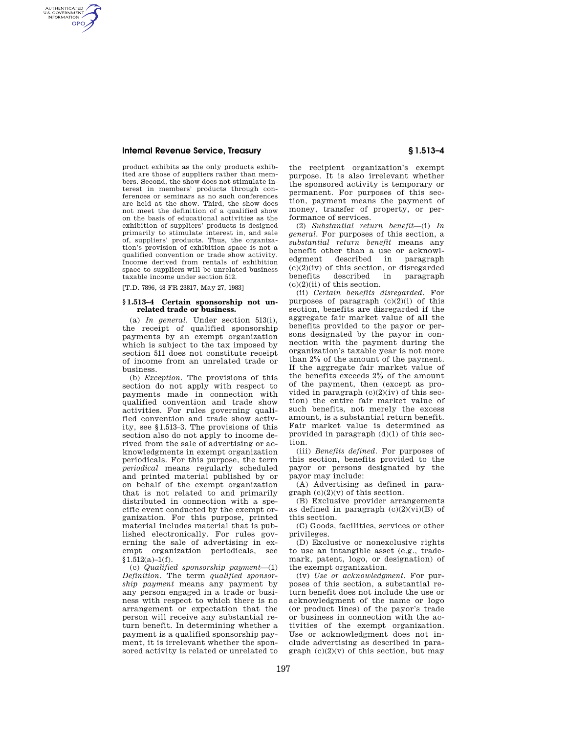product exhibits as the only products exhibited are those of suppliers rather than members. Second, the show does not stimulate interest in members' products through conferences or seminars as no such conferences are held at the show. Third, the show does not meet the definition of a qualified show on the basis of educational activities as the exhibition of suppliers' products is designed primarily to stimulate interest in, and sale of, suppliers' products. Thus, the organization's provision of exhibition space is not a qualified convention or trade show activity. Income derived from rentals of exhibition space to suppliers will be unrelated business taxable income under section 512.

[T.D. 7896, 48 FR 23817, May 27, 1983]

### § 1.513–4 Certain sponsorship not unrelated trade or business.

(a) *In general.* Under section 513(i), the receipt of qualified sponsorship payments by an exempt organization which is subject to the tax imposed by section 511 does not constitute receipt of income from an unrelated trade or business.

(b) *Exception.* The provisions of this section do not apply with respect to payments made in connection with qualified convention and trade show activities. For rules governing qualified convention and trade show activity, see §1.513–3. The provisions of this section also do not apply to income derived from the sale of advertising or acknowledgments in exempt organization periodicals. For this purpose, the term *periodical* means regularly scheduled and printed material published by or on behalf of the exempt organization that is not related to and primarily distributed in connection with a specific event conducted by the exempt organization. For this purpose, printed material includes material that is published electronically. For rules governing the sale of advertising in exempt organization periodicals, see §1.512(a)–1(f).

(c) *Qualified sponsorship payment*—(1) *Definition.* The term *qualified sponsorship payment* means any payment by any person engaged in a trade or business with respect to which there is no arrangement or expectation that the person will receive any substantial return benefit. In determining whether a payment is a qualified sponsorship payment, it is irrelevant whether the sponsored activity is related or unrelated to the recipient organization's exempt purpose. It is also irrelevant whether the sponsored activity is temporary or permanent. For purposes of this section, payment means the payment of money, transfer of property, or performance of services.

(2) *Substantial return benefit*—(i) *In general.* For purposes of this section, a *substantial return benefit* means any benefit other than a use or acknowledgment described in paragraph (c)(2)(iv) of this section, or disregarded benefits described in paragraph (c)(2)(ii) of this section.

(ii) *Certain benefits disregarded.* For purposes of paragraph (c)(2)(i) of this section, benefits are disregarded if the aggregate fair market value of all the benefits provided to the payor or persons designated by the payor in connection with the payment during the organization's taxable year is not more than 2% of the amount of the payment. If the aggregate fair market value of the benefits exceeds 2% of the amount of the payment, then (except as provided in paragraph (c)(2)(iv) of this section) the entire fair market value of such benefits, not merely the excess amount, is a substantial return benefit. Fair market value is determined as provided in paragraph (d)(1) of this section.

(iii) *Benefits defined.* For purposes of this section, benefits provided to the payor or persons designated by the payor may include:

(A) Advertising as defined in paragraph (c)(2)(v) of this section.

(B) Exclusive provider arrangements as defined in paragraph (c)(2)(vi)(B) of this section.

(C) Goods, facilities, services or other privileges.

(D) Exclusive or nonexclusive rights to use an intangible asset (e.g., trademark, patent, logo, or designation) of the exempt organization.

(iv) *Use or acknowledgment.* For purposes of this section, a substantial return benefit does not include the use or acknowledgment of the name or logo (or product lines) of the payor's trade or business in connection with the activities of the exempt organization. Use or acknowledgment does not include advertising as described in paragraph (c)(2)(v) of this section, but may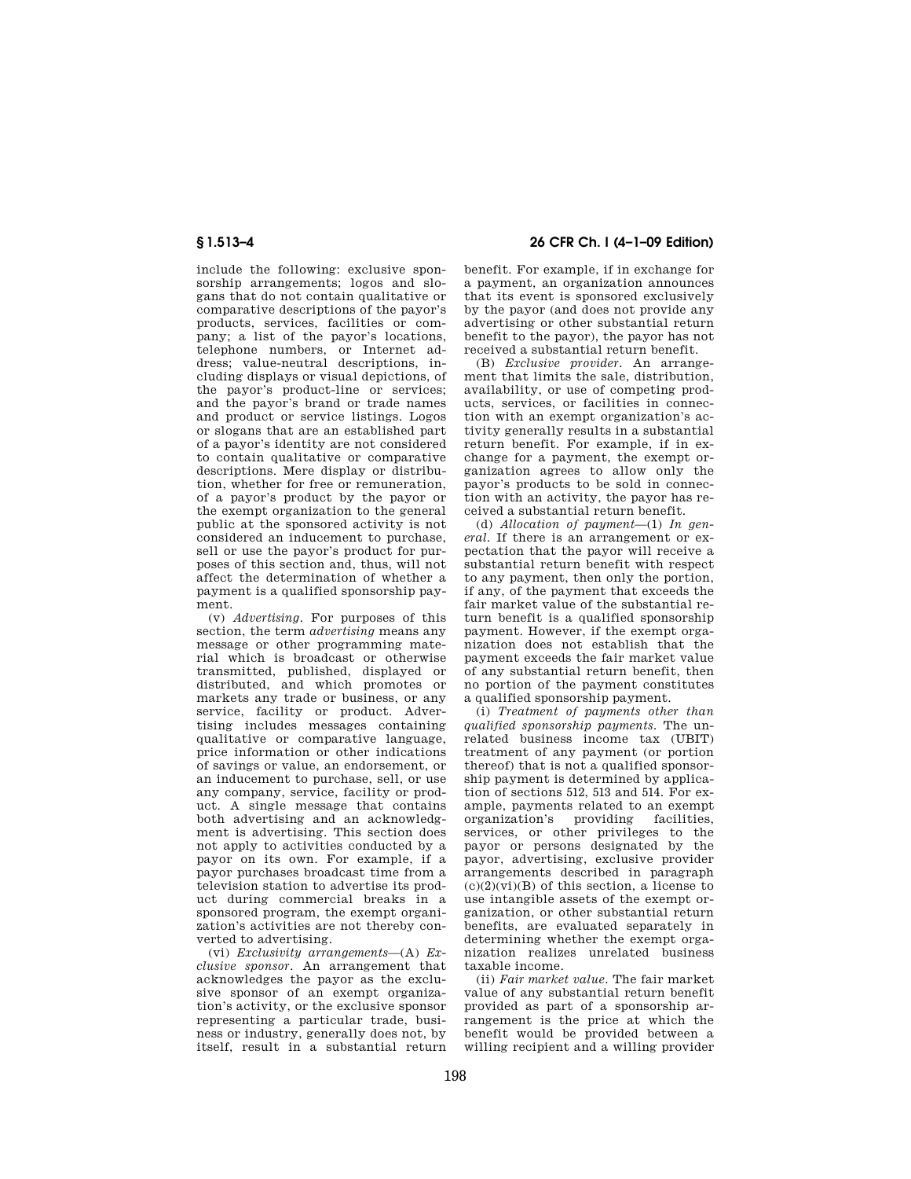include the following: exclusive sponsorship arrangements; logos and slogans that do not contain qualitative or comparative descriptions of the payor's products, services, facilities or company; a list of the payor's locations, telephone numbers, or Internet address; value-neutral descriptions, including displays or visual depictions, of the payor's product-line or services; and the payor's brand or trade names and product or service listings. Logos or slogans that are an established part of a payor's identity are not considered to contain qualitative or comparative descriptions. Mere display or distribution, whether for free or remuneration, of a payor's product by the payor or the exempt organization to the general public at the sponsored activity is not considered an inducement to purchase, sell or use the payor's product for purposes of this section and, thus, will not affect the determination of whether a payment is a qualified sponsorship payment.

(v) *Advertising.* For purposes of this section, the term *advertising* means any message or other programming material which is broadcast or otherwise transmitted, published, displayed or distributed, and which promotes or markets any trade or business, or any service, facility or product. Advertising includes messages containing qualitative or comparative language, price information or other indications of savings or value, an endorsement, or an inducement to purchase, sell, or use any company, service, facility or product. A single message that contains both advertising and an acknowledgment is advertising. This section does not apply to activities conducted by a payor on its own. For example, if a payor purchases broadcast time from a television station to advertise its product during commercial breaks in a sponsored program, the exempt organization's activities are not thereby converted to advertising.

(vi) *Exclusivity arrangements*—(A) *Exclusive sponsor.* An arrangement that acknowledges the payor as the exclusive sponsor of an exempt organization's activity, or the exclusive sponsor representing a particular trade, business or industry, generally does not, by itself, result in a substantial return benefit. For example, if in exchange for a payment, an organization announces that its event is sponsored exclusively by the payor (and does not provide any advertising or other substantial return benefit to the payor), the payor has not received a substantial return benefit.

(B) *Exclusive provider.* An arrangement that limits the sale, distribution, availability, or use of competing products, services, or facilities in connection with an exempt organization's activity generally results in a substantial return benefit. For example, if in exchange for a payment, the exempt organization agrees to allow only the payor's products to be sold in connection with an activity, the payor has received a substantial return benefit.

(d) *Allocation of payment*—(1) *In general.* If there is an arrangement or expectation that the payor will receive a substantial return benefit with respect to any payment, then only the portion, if any, of the payment that exceeds the fair market value of the substantial return benefit is a qualified sponsorship payment. However, if the exempt organization does not establish that the payment exceeds the fair market value of any substantial return benefit, then no portion of the payment constitutes a qualified sponsorship payment.

(i) *Treatment of payments other than qualified sponsorship payments.* The unrelated business income tax (UBIT) treatment of any payment (or portion thereof) that is not a qualified sponsorship payment is determined by application of sections 512, 513 and 514. For example, payments related to an exempt organization's providing facilities, services, or other privileges to the payor or persons designated by the payor, advertising, exclusive provider arrangements described in paragraph (c)(2)(vi)(B) of this section, a license to use intangible assets of the exempt organization, or other substantial return benefits, are evaluated separately in determining whether the exempt organization realizes unrelated business taxable income.

(ii) *Fair market value.* The fair market value of any substantial return benefit provided as part of a sponsorship arrangement is the price at which the benefit would be provided between a willing recipient and a willing provider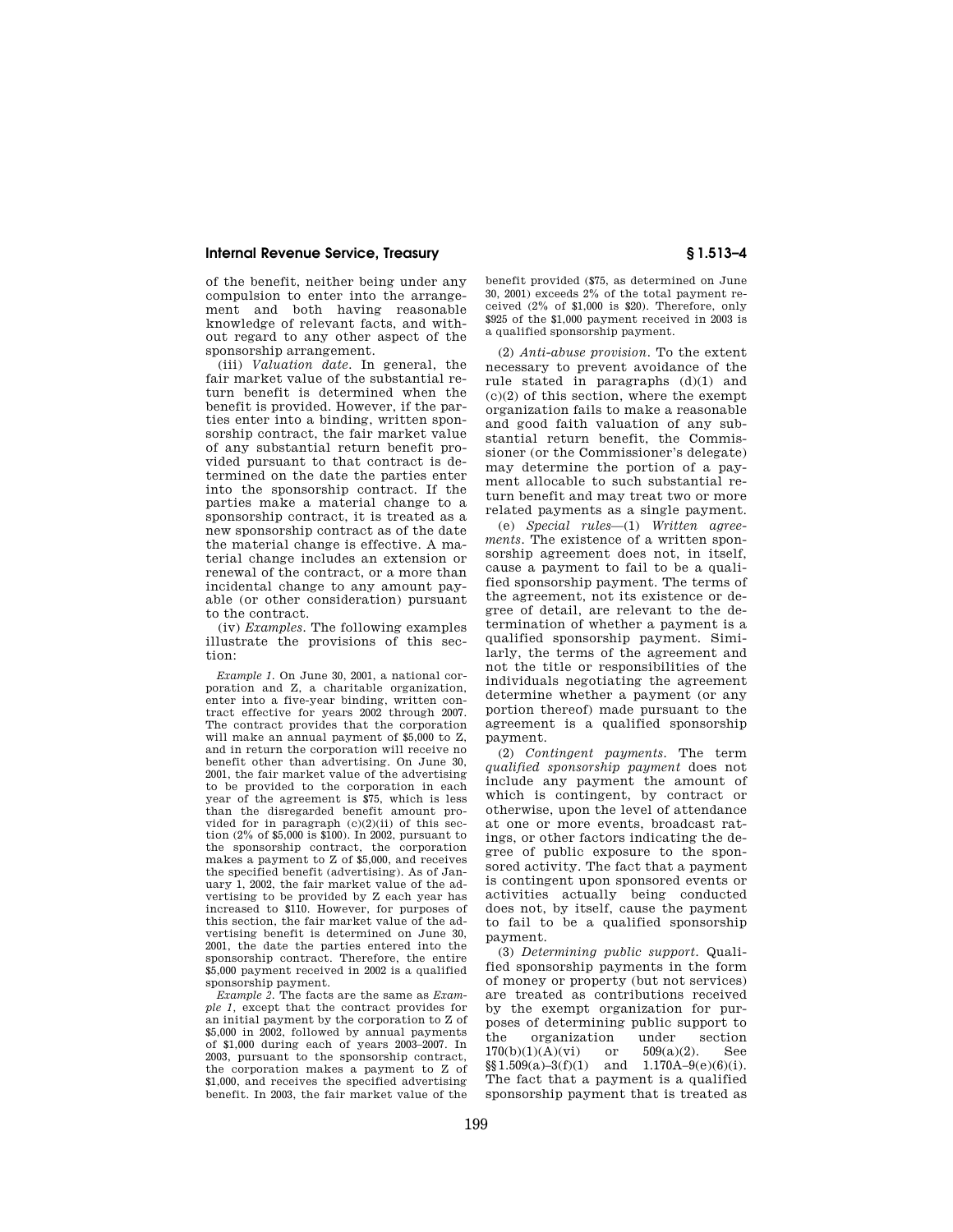of the benefit, neither being under any compulsion to enter into the arrangement and both having reasonable knowledge of relevant facts, and without regard to any other aspect of the sponsorship arrangement.

(iii) *Valuation date.* In general, the fair market value of the substantial return benefit is determined when the benefit is provided. However, if the parties enter into a binding, written sponsorship contract, the fair market value of any substantial return benefit provided pursuant to that contract is determined on the date the parties enter into the sponsorship contract. If the parties make a material change to a sponsorship contract, it is treated as a new sponsorship contract as of the date the material change is effective. A material change includes an extension or renewal of the contract, or a more than incidental change to any amount payable (or other consideration) pursuant to the contract.

(iv) *Examples.* The following examples illustrate the provisions of this section:

*Example 1.* On June 30, 2001, a national corporation and Z, a charitable organization, enter into a five-year binding, written contract effective for years 2002 through 2007. The contract provides that the corporation will make an annual payment of $5,000 to Z, and in return the corporation will receive no benefit other than advertising. On June 30, 2001, the fair market value of the advertising to be provided to the corporation in each year of the agreement is $75, which is less than the disregarded benefit amount provided for in paragraph (c)(2)(ii) of this section (2% of $5,000 is $100). In 2002, pursuant to the sponsorship contract, the corporation makes a payment to Z of $5,000, and receives the specified benefit (advertising). As of January 1, 2002, the fair market value of the advertising to be provided by Z each year has increased to $110. However, for purposes of this section, the fair market value of the advertising benefit is determined on June 30, 2001, the date the parties entered into the sponsorship contract. Therefore, the entire $5,000 payment received in 2002 is a qualified sponsorship payment.

*Example 2.* The facts are the same as *Example 1*, except that the contract provides for an initial payment by the corporation to Z of $5,000 in 2002, followed by annual payments of $1,000 during each of years 2003–2007. In 2003, pursuant to the sponsorship contract, the corporation makes a payment to Z of $1,000, and receives the specified advertising benefit. In 2003, the fair market value of the benefit provided ($75, as determined on June 30, 2001) exceeds 2% of the total payment received (2% of $1,000 is $20). Therefore, only $925 of the $1,000 payment received in 2003 is a qualified sponsorship payment.

(2) *Anti-abuse provision.* To the extent necessary to prevent avoidance of the rule stated in paragraphs (d)(1) and (c)(2) of this section, where the exempt organization fails to make a reasonable and good faith valuation of any substantial return benefit, the Commissioner (or the Commissioner's delegate) may determine the portion of a payment allocable to such substantial return benefit and may treat two or more related payments as a single payment.

(e) *Special rules*—(1) *Written agreements.* The existence of a written sponsorship agreement does not, in itself, cause a payment to fail to be a qualified sponsorship payment. The terms of the agreement, not its existence or degree of detail, are relevant to the determination of whether a payment is a qualified sponsorship payment. Similarly, the terms of the agreement and not the title or responsibilities of the individuals negotiating the agreement determine whether a payment (or any portion thereof) made pursuant to the agreement is a qualified sponsorship payment.

(2) *Contingent payments.* The term *qualified sponsorship payment* does not include any payment the amount of which is contingent, by contract or otherwise, upon the level of attendance at one or more events, broadcast ratings, or other factors indicating the degree of public exposure to the sponsored activity. The fact that a payment is contingent upon sponsored events or activities actually being conducted does not, by itself, cause the payment to fail to be a qualified sponsorship payment.

(3) *Determining public support.* Qualified sponsorship payments in the form of money or property (but not services) are treated as contributions received by the exempt organization for purposes of determining public support to the organization under section 170(b)(1)(A)(vi) or 509(a)(2). See §§1.509(a)–3(f)(1) and 1.170A–9(e)(6)(i). The fact that a payment is a qualified sponsorship payment that is treated as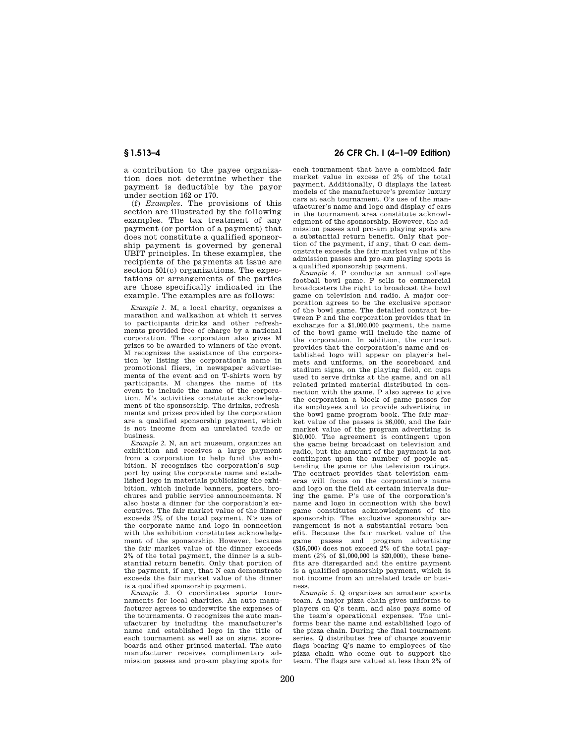a contribution to the payee organization does not determine whether the payment is deductible by the payor under section 162 or 170.

(f) *Examples.* The provisions of this section are illustrated by the following examples. The tax treatment of any payment (or portion of a payment) that does not constitute a qualified sponsorship payment is governed by general UBIT principles. In these examples, the recipients of the payments at issue are section 501(c) organizations. The expectations or arrangements of the parties are those specifically indicated in the example. The examples are as follows:

*Example 1.* M, a local charity, organizes a marathon and walkathon at which it serves to participants drinks and other refreshments provided free of charge by a national corporation. The corporation also gives M prizes to be awarded to winners of the event. M recognizes the assistance of the corporation by listing the corporation's name in promotional fliers, in newspaper advertisements of the event and on T-shirts worn by participants. M changes the name of its event to include the name of the corporation. M's activities constitute acknowledgment of the sponsorship. The drinks, refreshments and prizes provided by the corporation are a qualified sponsorship payment, which is not income from an unrelated trade or business.

*Example 2.* N, an art museum, organizes an exhibition and receives a large payment from a corporation to help fund the exhibition. N recognizes the corporation's support by using the corporate name and established logo in materials publicizing the exhibition, which include banners, posters, brochures and public service announcements. N also hosts a dinner for the corporation's executives. The fair market value of the dinner exceeds 2% of the total payment. N's use of the corporate name and logo in connection with the exhibition constitutes acknowledgment of the sponsorship. However, because the fair market value of the dinner exceeds 2% of the total payment, the dinner is a substantial return benefit. Only that portion of the payment, if any, that N can demonstrate exceeds the fair market value of the dinner is a qualified sponsorship payment.

*Example 3.* O coordinates sports tournaments for local charities. An auto manufacturer agrees to underwrite the expenses of the tournaments. O recognizes the auto manufacturer by including the manufacturer's name and established logo in the title of each tournament as well as on signs, scoreboards and other printed material. The auto manufacturer receives complimentary admission passes and pro-am playing spots for each tournament that have a combined fair market value in excess of 2% of the total payment. Additionally, O displays the latest models of the manufacturer's premier luxury cars at each tournament. O's use of the manufacturer's name and logo and display of cars in the tournament area constitute acknowledgment of the sponsorship. However, the admission passes and pro-am playing spots are a substantial return benefit. Only that portion of the payment, if any, that O can demonstrate exceeds the fair market value of the admission passes and pro-am playing spots is a qualified sponsorship payment.

*Example 4.* P conducts an annual college football bowl game. P sells to commercial broadcasters the right to broadcast the bowl game on television and radio. A major corporation agrees to be the exclusive sponsor of the bowl game. The detailed contract between P and the corporation provides that in exchange for a $1,000,000 payment, the name of the bowl game will include the name of the corporation. In addition, the contract provides that the corporation's name and established logo will appear on player's helmets and uniforms, on the scoreboard and stadium signs, on the playing field, on cups used to serve drinks at the game, and on all related printed material distributed in connection with the game. P also agrees to give the corporation a block of game passes for its employees and to provide advertising in the bowl game program book. The fair market value of the passes is $6,000, and the fair market value of the program advertising is $10,000. The agreement is contingent upon the game being broadcast on television and radio, but the amount of the payment is not contingent upon the number of people attending the game or the television ratings. The contract provides that television cameras will focus on the corporation's name and logo on the field at certain intervals during the game. P's use of the corporation's name and logo in connection with the bowl game constitutes acknowledgment of the sponsorship. The exclusive sponsorship arrangement is not a substantial return benefit. Because the fair market value of the game passes and program advertising ($16,000) does not exceed 2% of the total payment (2% of $1,000,000 is $20,000), these benefits are disregarded and the entire payment is a qualified sponsorship payment, which is not income from an unrelated trade or business.

*Example 5.* Q organizes an amateur sports team. A major pizza chain gives uniforms to players on Q's team, and also pays some of the team's operational expenses. The uniforms bear the name and established logo of the pizza chain. During the final tournament series, Q distributes free of charge souvenir flags bearing Q's name to employees of the pizza chain who come out to support the team. The flags are valued at less than 2% of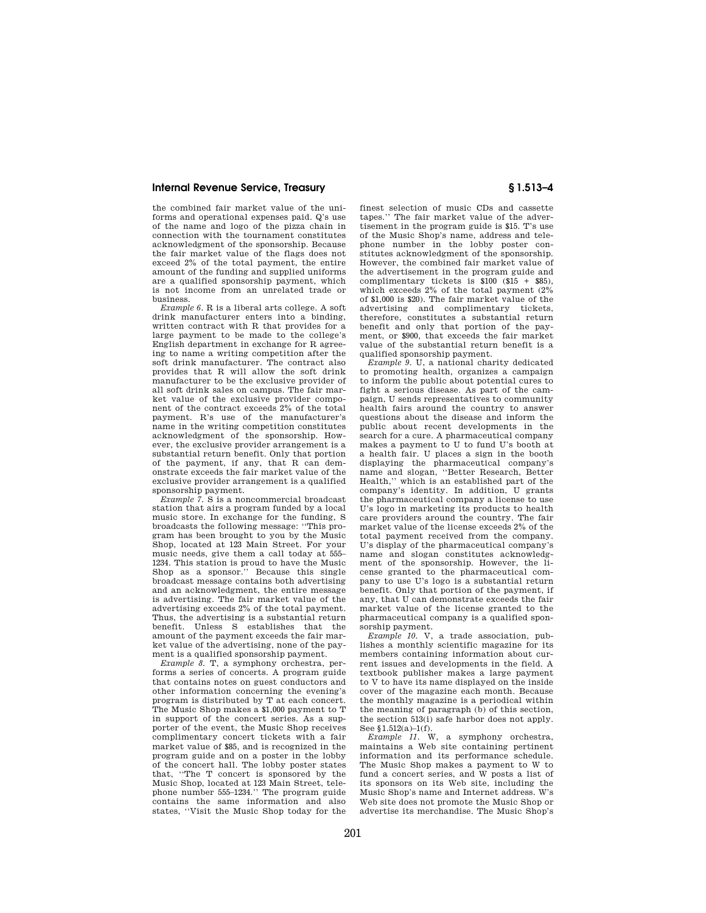the combined fair market value of the uniforms and operational expenses paid. Q's use of the name and logo of the pizza chain in connection with the tournament constitutes acknowledgment of the sponsorship. Because the fair market value of the flags does not exceed 2% of the total payment, the entire amount of the funding and supplied uniforms are a qualified sponsorship payment, which is not income from an unrelated trade or business.

*Example 6*. R is a liberal arts college. A soft drink manufacturer enters into a binding, written contract with R that provides for a large payment to be made to the college's English department in exchange for R agreeing to name a writing competition after the soft drink manufacturer. The contract also provides that R will allow the soft drink manufacturer to be the exclusive provider of all soft drink sales on campus. The fair market value of the exclusive provider component of the contract exceeds 2% of the total payment. R's use of the manufacturer's name in the writing competition constitutes acknowledgment of the sponsorship. However, the exclusive provider arrangement is a substantial return benefit. Only that portion of the payment, if any, that R can demonstrate exceeds the fair market value of the exclusive provider arrangement is a qualified sponsorship payment.

*Example 7*. S is a noncommercial broadcast station that airs a program funded by a local music store. In exchange for the funding, S broadcasts the following message: ''This program has been brought to you by the Music Shop, located at 123 Main Street. For your music needs, give them a call today at 555–1234. This station is proud to have the Music Shop as a sponsor.'' Because this single broadcast message contains both advertising and an acknowledgment, the entire message is advertising. The fair market value of the advertising exceeds 2% of the total payment. Thus, the advertising is a substantial return benefit. Unless S establishes that the amount of the payment exceeds the fair market value of the advertising, none of the payment is a qualified sponsorship payment.

*Example 8*. T, a symphony orchestra, performs a series of concerts. A program guide that contains notes on guest conductors and other information concerning the evening's program is distributed by T at each concert. The Music Shop makes a $1,000 payment to T in support of the concert series. As a supporter of the event, the Music Shop receives complimentary concert tickets with a fair market value of $85, and is recognized in the program guide and on a poster in the lobby of the concert hall. The lobby poster states that, ''The T concert is sponsored by the Music Shop, located at 123 Main Street, telephone number 555–1234.'' The program guide contains the same information and also states, ''Visit the Music Shop today for the finest selection of music CDs and cassette tapes.'' The fair market value of the advertisement in the program guide is $15. T's use of the Music Shop's name, address and telephone number in the lobby poster constitutes acknowledgment of the sponsorship. However, the combined fair market value of the advertisement in the program guide and complimentary tickets is $100 ($15 + $85), which exceeds 2% of the total payment (2% of $1,000 is $20). The fair market value of the advertising and complimentary tickets, therefore, constitutes a substantial return benefit and only that portion of the payment, or $900, that exceeds the fair market value of the substantial return benefit is a qualified sponsorship payment.

*Example 9*. U, a national charity dedicated to promoting health, organizes a campaign to inform the public about potential cures to fight a serious disease. As part of the campaign, U sends representatives to community health fairs around the country to answer questions about the disease and inform the public about recent developments in the search for a cure. A pharmaceutical company makes a payment to U to fund U's booth at a health fair. U places a sign in the booth displaying the pharmaceutical company's name and slogan, ''Better Research, Better Health,'' which is an established part of the company's identity. In addition, U grants the pharmaceutical company a license to use U's logo in marketing its products to health care providers around the country. The fair market value of the license exceeds 2% of the total payment received from the company. U's display of the pharmaceutical company's name and slogan constitutes acknowledgment of the sponsorship. However, the license granted to the pharmaceutical company to use U's logo is a substantial return benefit. Only that portion of the payment, if any, that U can demonstrate exceeds the fair market value of the license granted to the pharmaceutical company is a qualified sponsorship payment.

*Example 10*. V, a trade association, publishes a monthly scientific magazine for its members containing information about current issues and developments in the field. A textbook publisher makes a large payment to V to have its name displayed on the inside cover of the magazine each month. Because the monthly magazine is a periodical within the meaning of paragraph (b) of this section, the section 513(i) safe harbor does not apply. See §1.512(a)–1(f).

*Example 11*. W, a symphony orchestra, maintains a Web site containing pertinent information and its performance schedule. The Music Shop makes a payment to W to fund a concert series, and W posts a list of its sponsors on its Web site, including the Music Shop's name and Internet address. W's Web site does not promote the Music Shop or advertise its merchandise. The Music Shop's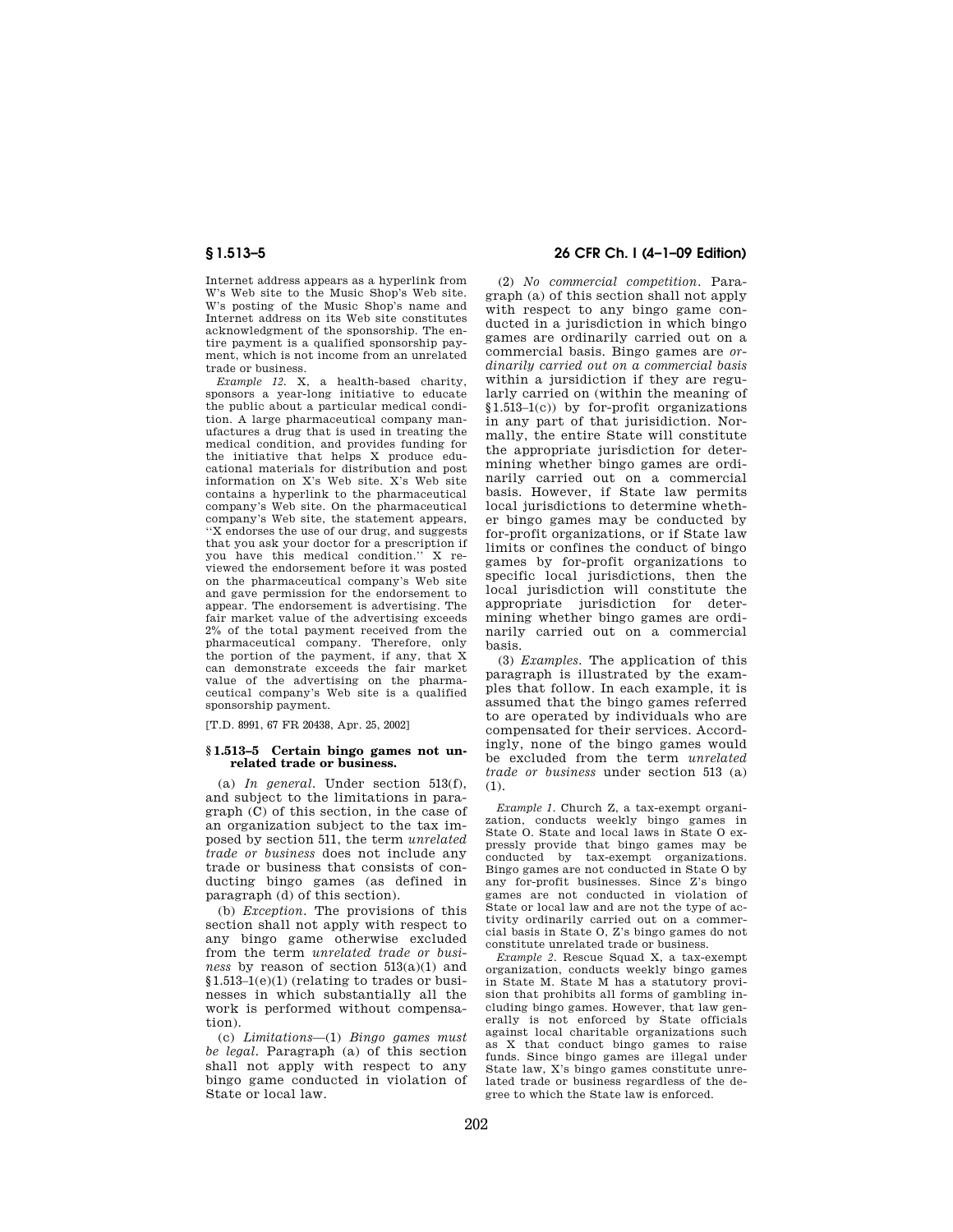Internet address appears as a hyperlink from W's Web site to the Music Shop's Web site. W's posting of the Music Shop's name and Internet address on its Web site constitutes acknowledgment of the sponsorship. The entire payment is a qualified sponsorship payment, which is not income from an unrelated trade or business.

*Example 12.* X, a health-based charity, sponsors a year-long initiative to educate the public about a particular medical condition. A large pharmaceutical company manufactures a drug that is used in treating the medical condition, and provides funding for the initiative that helps X produce educational materials for distribution and post information on X's Web site. X's Web site contains a hyperlink to the pharmaceutical company's Web site. On the pharmaceutical company's Web site, the statement appears, "X endorses the use of our drug, and suggests that you ask your doctor for a prescription if you have this medical condition." X reviewed the endorsement before it was posted on the pharmaceutical company's Web site and gave permission for the endorsement to appear. The endorsement is advertising. The fair market value of the advertising exceeds 2% of the total payment received from the pharmaceutical company. Therefore, only the portion of the payment, if any, that X can demonstrate exceeds the fair market value of the advertising on the pharmaceutical company's Web site is a qualified sponsorship payment.

[T.D. 8991, 67 FR 20438, Apr. 25, 2002]

### § 1.513–5 Certain bingo games not unrelated trade or business.

(a) *In general.* Under section 513(f), and subject to the limitations in paragraph (C) of this section, in the case of an organization subject to the tax imposed by section 511, the term *unrelated trade or business* does not include any trade or business that consists of conducting bingo games (as defined in paragraph (d) of this section).

(b) *Exception.* The provisions of this section shall not apply with respect to any bingo game otherwise excluded from the term *unrelated trade or business* by reason of section 513(a)(1) and §1.513–1(e)(1) (relating to trades or businesses in which substantially all the work is performed without compensation).

(c) *Limitations*—(1) *Bingo games must be legal.* Paragraph (a) of this section shall not apply with respect to any bingo game conducted in violation of State or local law.

(2) *No commercial competition.* Paragraph (a) of this section shall not apply with respect to any bingo game conducted in a jurisdiction in which bingo games are ordinarily carried out on a commercial basis. Bingo games are *ordinarily carried out on a commercial basis* within a jursidiction if they are regularly carried on (within the meaning of §1.513–1(c)) by for-profit organizations in any part of that jurisdiction. Normally, the entire State will constitute the appropriate jurisdiction for determining whether bingo games are ordinarily carried out on a commercial basis. However, if State law permits local jurisdictions to determine whether bingo games may be conducted by for-profit organizations, or if State law limits or confines the conduct of bingo games by for-profit organizations to specific local jurisdictions, then the local jurisdiction will constitute the appropriate jurisdiction for determining whether bingo games are ordinarily carried out on a commercial basis.

(3) *Examples.* The application of this paragraph is illustrated by the examples that follow. In each example, it is assumed that the bingo games referred to are operated by individuals who are compensated for their services. Accordingly, none of the bingo games would be excluded from the term *unrelated trade or business* under section 513 (a) (1).

*Example 1.* Church Z, a tax-exempt organization, conducts weekly bingo games in State O. State and local laws in State O expressly provide that bingo games may be conducted by tax-exempt organizations. Bingo games are not conducted in State O by any for-profit businesses. Since Z's bingo games are not conducted in violation of State or local law and are not the type of activity ordinarily carried out on a commercial basis in State O, Z's bingo games do not constitute unrelated trade or business.

*Example 2.* Rescue Squad X, a tax-exempt organization, conducts weekly bingo games in State M. State M has a statutory provision that prohibits all forms of gambling including bingo games. However, that law generally is not enforced by State officials against local charitable organizations such as X that conduct bingo games to raise funds. Since bingo games are illegal under State law, X's bingo games constitute unrelated trade or business regardless of the degree to which the State law is enforced.